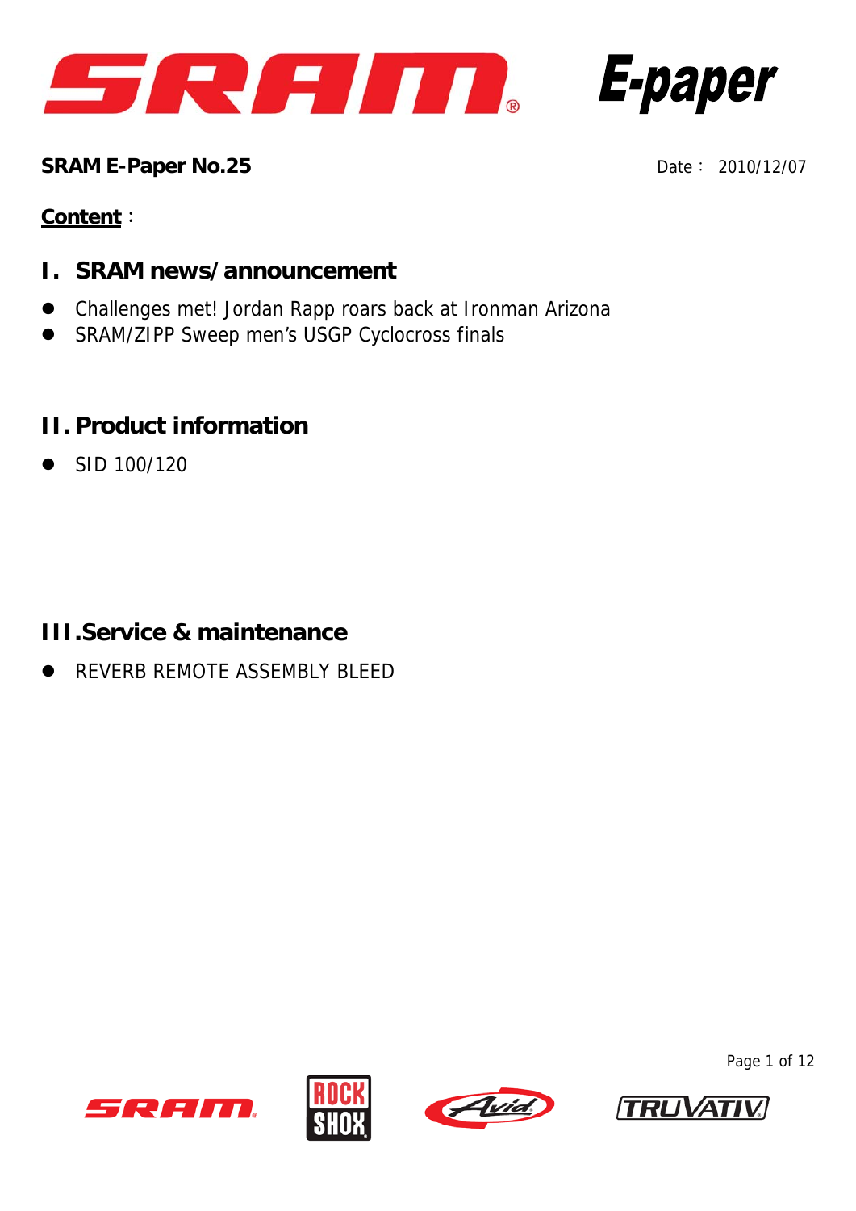# SRAM E-paper

**SRAM E-Paper No.25**

Date： 2010/12/07

**Content**：

## I. SRAM news/announcement

- Challenges met! Jordan Rapp roars back at Ironman Arizona
- SRAM/ZIPP Sweep men's USGP Cyclocross finals

## II. Product information

- SID 100/120

## III.Service & maintenance

- REVERB REMOTE ASSEMBLY BLEED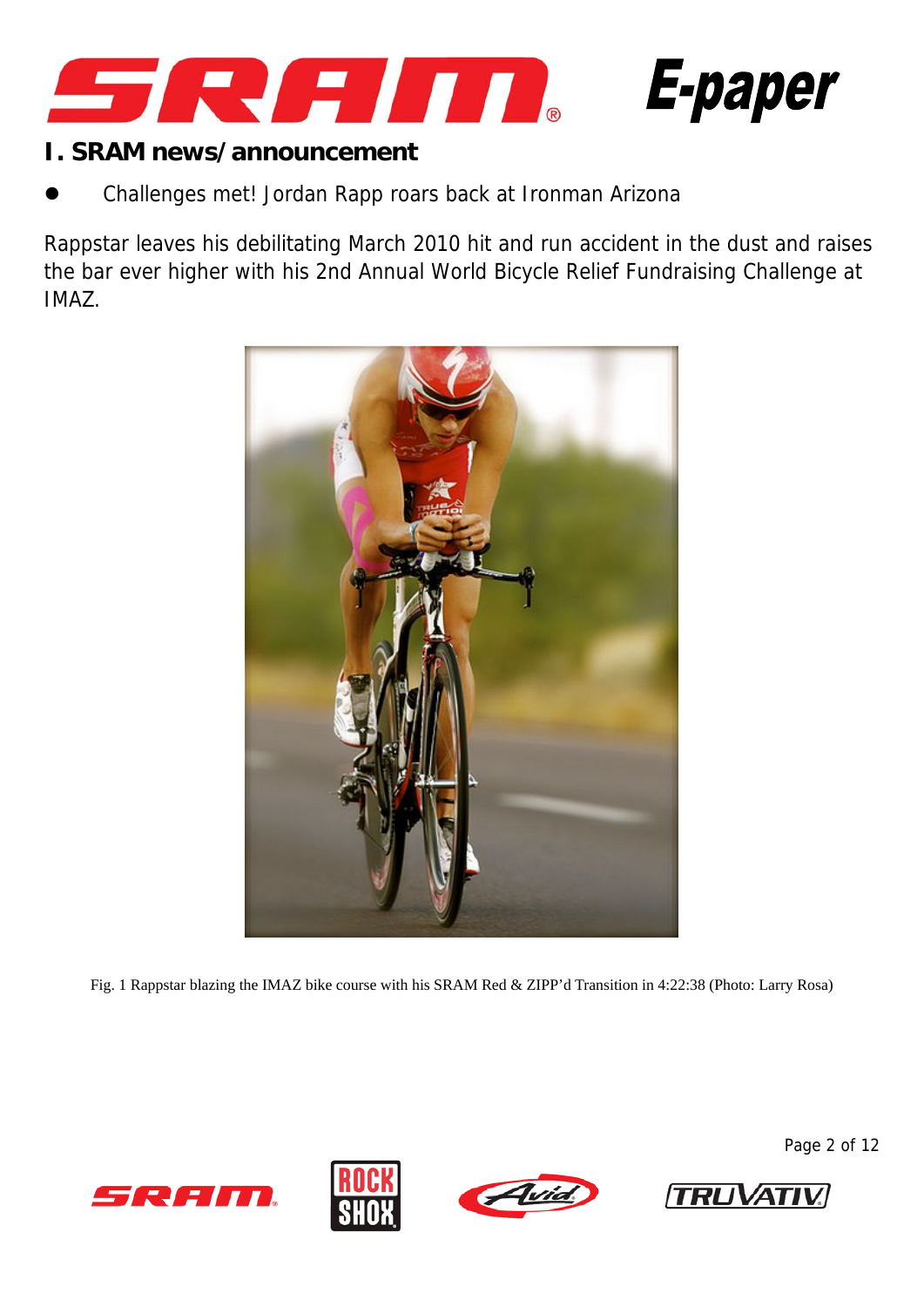## I. SRAM news/announcement

- Challenges met! Jordan Rapp roars back at Ironman Arizona

Rappstar leaves his debilitating March 2010 hit and run accident in the dust and raises the bar ever higher with his 2nd Annual World Bicycle Relief Fundraising Challenge at IMAZ.

Fig. 1 Rappstar blazing the IMAZ bike course with his SRAM Red & ZIPP'd Transition in 4:22:38 (Photo: Larry Rosa)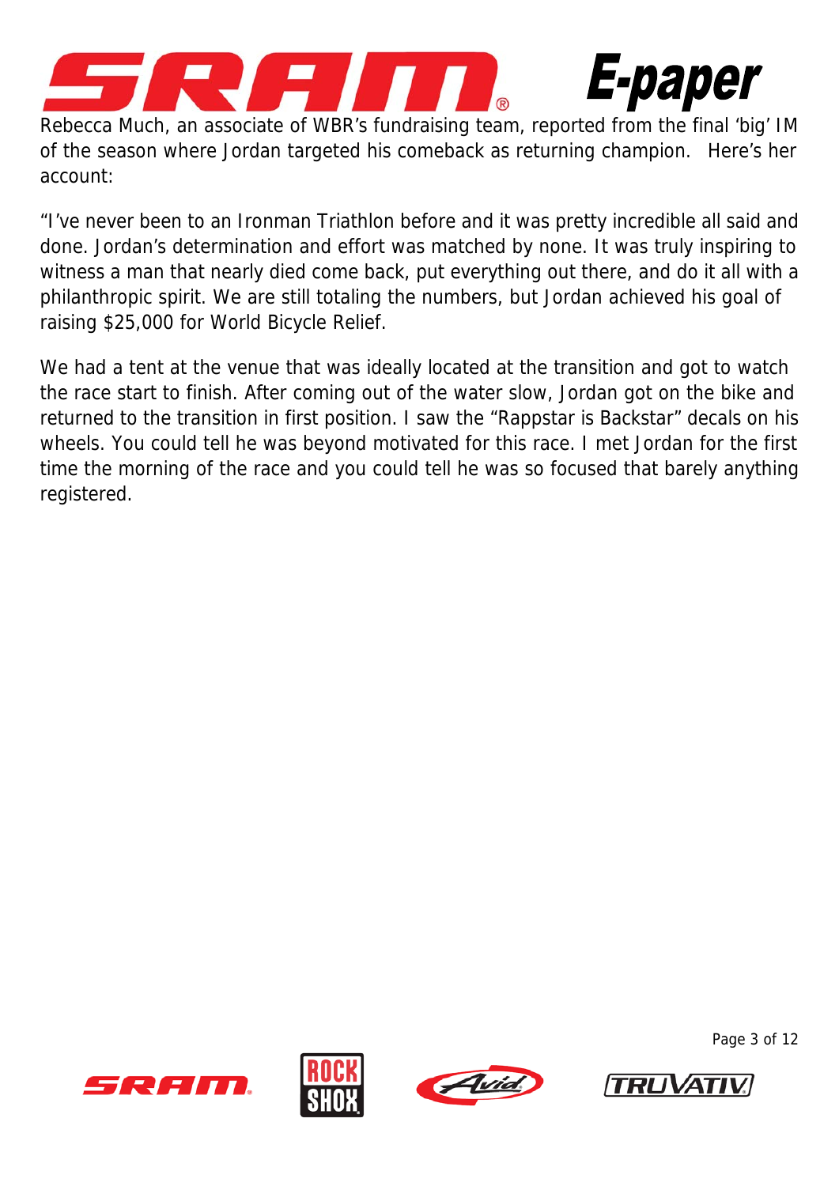Rebecca Much, an associate of WBR's fundraising team, reported from the final 'big' IM of the season where Jordan targeted his comeback as returning champion. Here's her account:

"I've never been to an Ironman Triathlon before and it was pretty incredible all said and done. Jordan's determination and effort was matched by none. It was truly inspiring to witness a man that nearly died come back, put everything out there, and do it all with a philanthropic spirit. We are still totaling the numbers, but Jordan achieved his goal of raising $25,000 for World Bicycle Relief.

We had a tent at the venue that was ideally located at the transition and got to watch the race start to finish. After coming out of the water slow, Jordan got on the bike and returned to the transition in first position. I saw the "Rappstar is Backstar" decals on his wheels. You could tell he was beyond motivated for this race. I met Jordan for the first time the morning of the race and you could tell he was so focused that barely anything registered.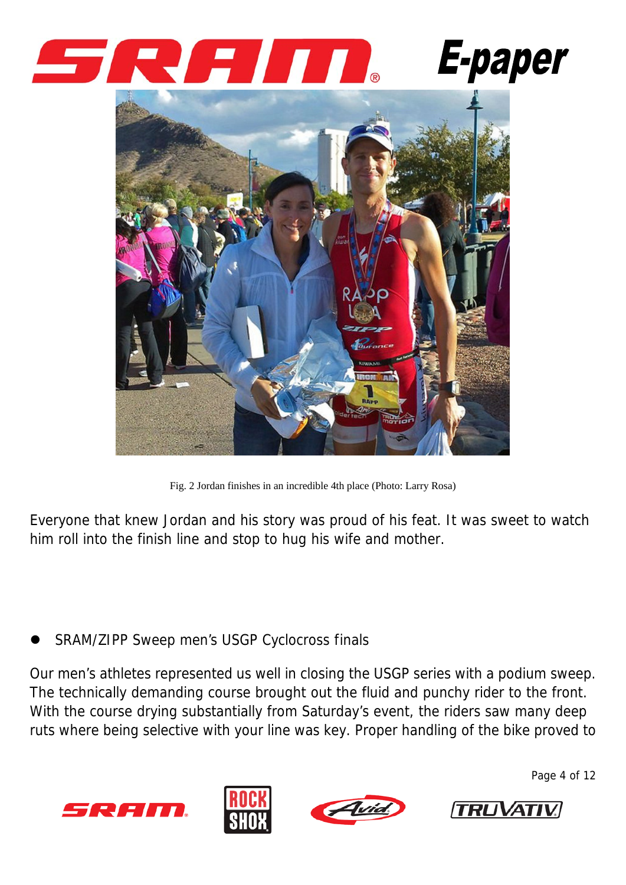Fig. 2 Jordan finishes in an incredible 4th place (Photo: Larry Rosa)

Everyone that knew Jordan and his story was proud of his feat. It was sweet to watch him roll into the finish line and stop to hug his wife and mother.

- SRAM/ZIPP Sweep men's USGP Cyclocross finals

Our men's athletes represented us well in closing the USGP series with a podium sweep. The technically demanding course brought out the fluid and punchy rider to the front. With the course drying substantially from Saturday's event, the riders saw many deep ruts where being selective with your line was key. Proper handling of the bike proved to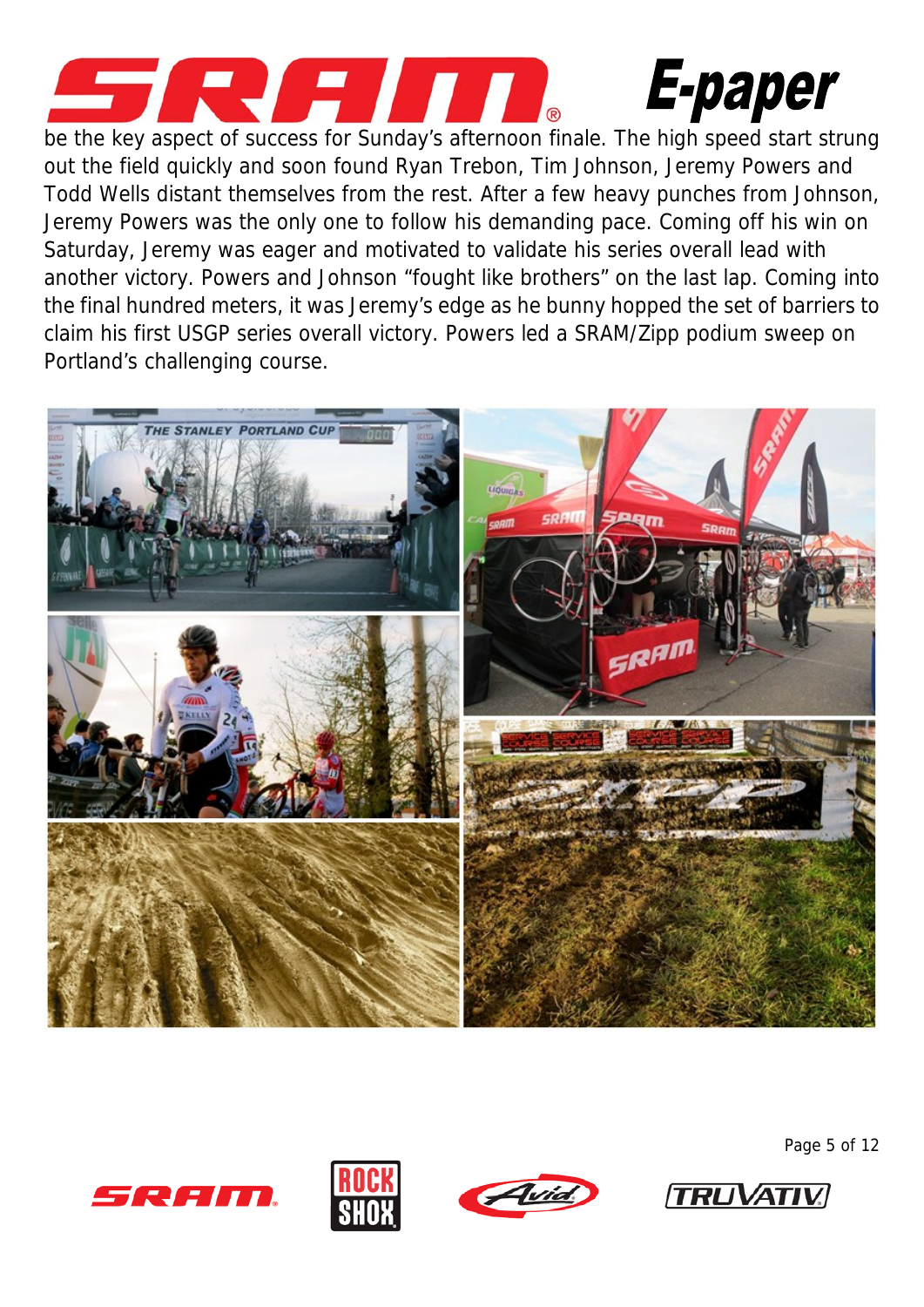be the key aspect of success for Sunday's afternoon finale. The high speed start strung out the field quickly and soon found Ryan Trebon, Tim Johnson, Jeremy Powers and Todd Wells distant themselves from the rest. After a few heavy punches from Johnson, Jeremy Powers was the only one to follow his demanding pace. Coming off his win on Saturday, Jeremy was eager and motivated to validate his series overall lead with another victory. Powers and Johnson "fought like brothers" on the last lap. Coming into the final hundred meters, it was Jeremy's edge as he bunny hopped the set of barriers to claim his first USGP series overall victory. Powers led a SRAM/Zipp podium sweep on Portland's challenging course.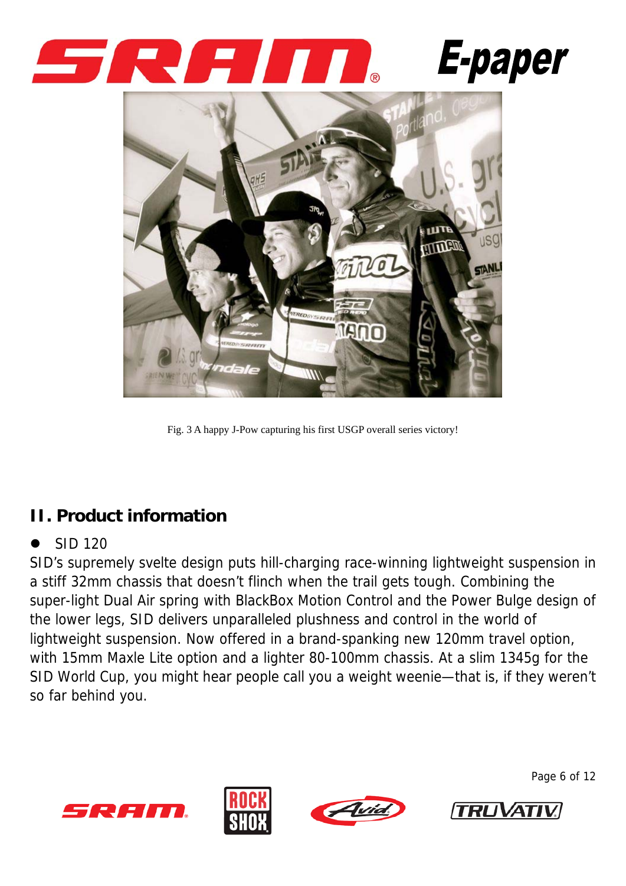Fig. 3 A happy J-Pow capturing his first USGP overall series victory!

## II. Product information

- SID 120

SID's supremely svelte design puts hill-charging race-winning lightweight suspension in a stiff 32mm chassis that doesn't flinch when the trail gets tough. Combining the super-light Dual Air spring with BlackBox Motion Control and the Power Bulge design of the lower legs, SID delivers unparalleled plushness and control in the world of lightweight suspension. Now offered in a brand-spanking new 120mm travel option, with 15mm Maxle Lite option and a lighter 80-100mm chassis. At a slim 1345g for the SID World Cup, you might hear people call you a weight weenie—that is, if they weren't so far behind you.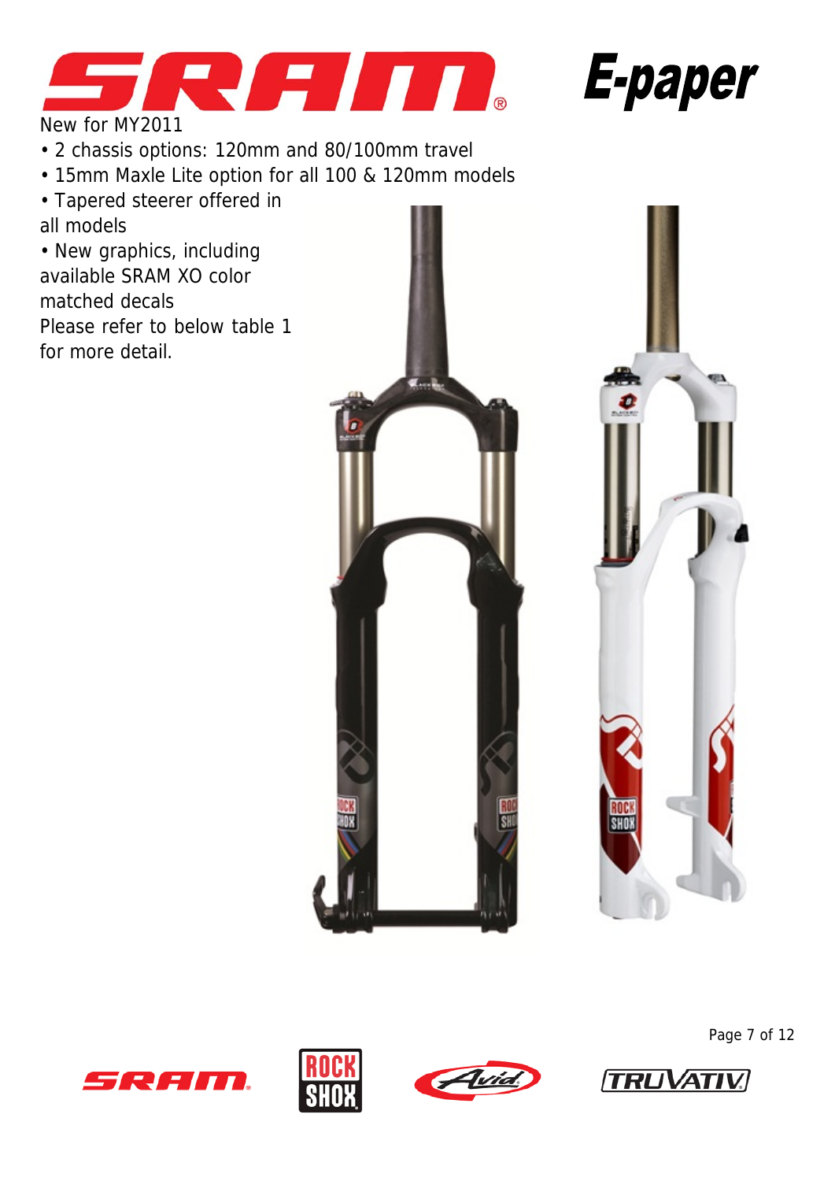New for MY2011

- 2 chassis options: 120mm and 80/100mm travel
- 15mm Maxle Lite option for all 100 & 120mm models
- Tapered steerer offered in all models
- New graphics, including available SRAM XO color matched decals

Please refer to below table 1 for more detail.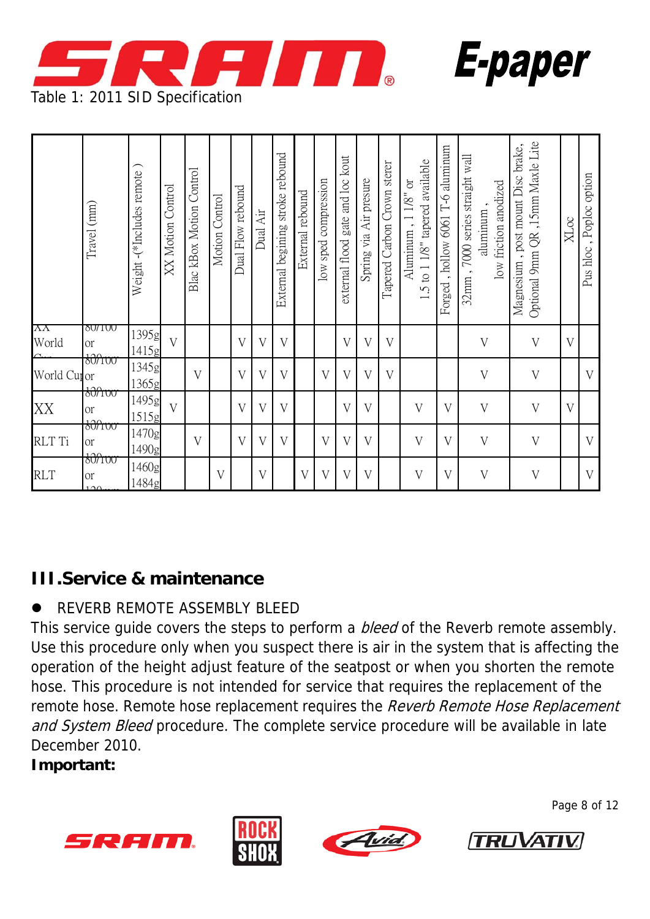Table 1: 2011 SID Specification

| | Travel (mm) | Weight -(*Includes remote ) | XX Motion Control | Blac kBox Motion Control | Motion Control | Dual Flow rebound | Dual Air | External begining stroke rebound | External rebound | low sped compression | external flood gate and loc kout | Spring via Air presure | Tapered Carbon Crown sterer | Aluminum , 1 1/8" or 1.5 to 1 1/8" tapered available | Forged , hollow 6061 T-6 aluminum | 32mm , 7000 series straight wall aluminum , low friction anodized | Magnesium , post mount Disc brake, Optional 9mm QR ,15mm Maxle Lite | XLoc | Pus hloc , Poploc option |
|---|---|---|---|---|---|---|---|---|---|---|---|---|---|---|---|---|---|---|---|
| XX World Cup | 80/100 or 120mm | 1395g 1415g | V | | | V | V | V | | | V | V | V | | | V | V | V | |
| World Cup | 80/100 or 120mm | 1345g 1365g | | V | | V | V | V | | V | V | V | V | | | V | V | | V |
| XX | 80/100 or 120mm | 1495g 1515g | V | | | V | V | V | | | V | V | | V | V | V | V | V | |
| RLT Ti | 80/100 or 120mm | 1470g 1490g | | V | | V | V | V | | V | V | V | | V | V | V | V | | V |
| RLT | 80/100 or 120mm | 1460g 1484g | | | V | | V | | V | V | V | V | | V | V | V | V | | V |

## III.Service & maintenance

- REVERB REMOTE ASSEMBLY BLEED

This service guide covers the steps to perform a *bleed* of the Reverb remote assembly. Use this procedure only when you suspect there is air in the system that is affecting the operation of the height adjust feature of the seatpost or when you shorten the remote hose. This procedure is not intended for service that requires the replacement of the remote hose. Remote hose replacement requires the *Reverb Remote Hose Replacement and System Bleed* procedure. The complete service procedure will be available in late December 2010.

**Important:**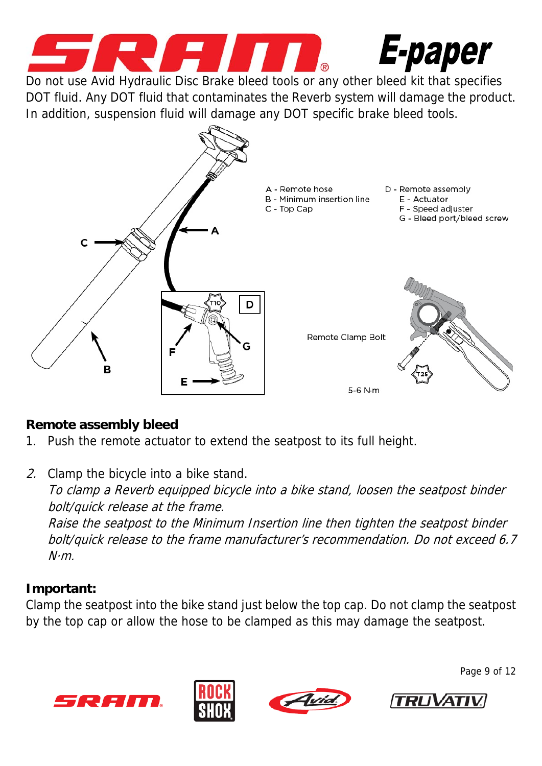Do not use Avid Hydraulic Disc Brake bleed tools or any other bleed kit that specifies DOT fluid. Any DOT fluid that contaminates the Reverb system will damage the product. In addition, suspension fluid will damage any DOT specific brake bleed tools.

A - Remote hose
B - Minimum insertion line
C - Top Cap
D - Remote assembly
E - Actuator
F - Speed adjuster
G - Bleed port/bleed screw

Remote Clamp Bolt

5-6 N·m

## Remote assembly bleed

1. Push the remote actuator to extend the seatpost to its full height.

2. Clamp the bicycle into a bike stand.
   *To clamp a Reverb equipped bicycle into a bike stand, loosen the seatpost binder bolt/quick release at the frame.*
   *Raise the seatpost to the Minimum Insertion line then tighten the seatpost binder bolt/quick release to the frame manufacturer's recommendation. Do not exceed 6.7 N·m.*

**Important:**
Clamp the seatpost into the bike stand just below the top cap. Do not clamp the seatpost by the top cap or allow the hose to be clamped as this may damage the seatpost.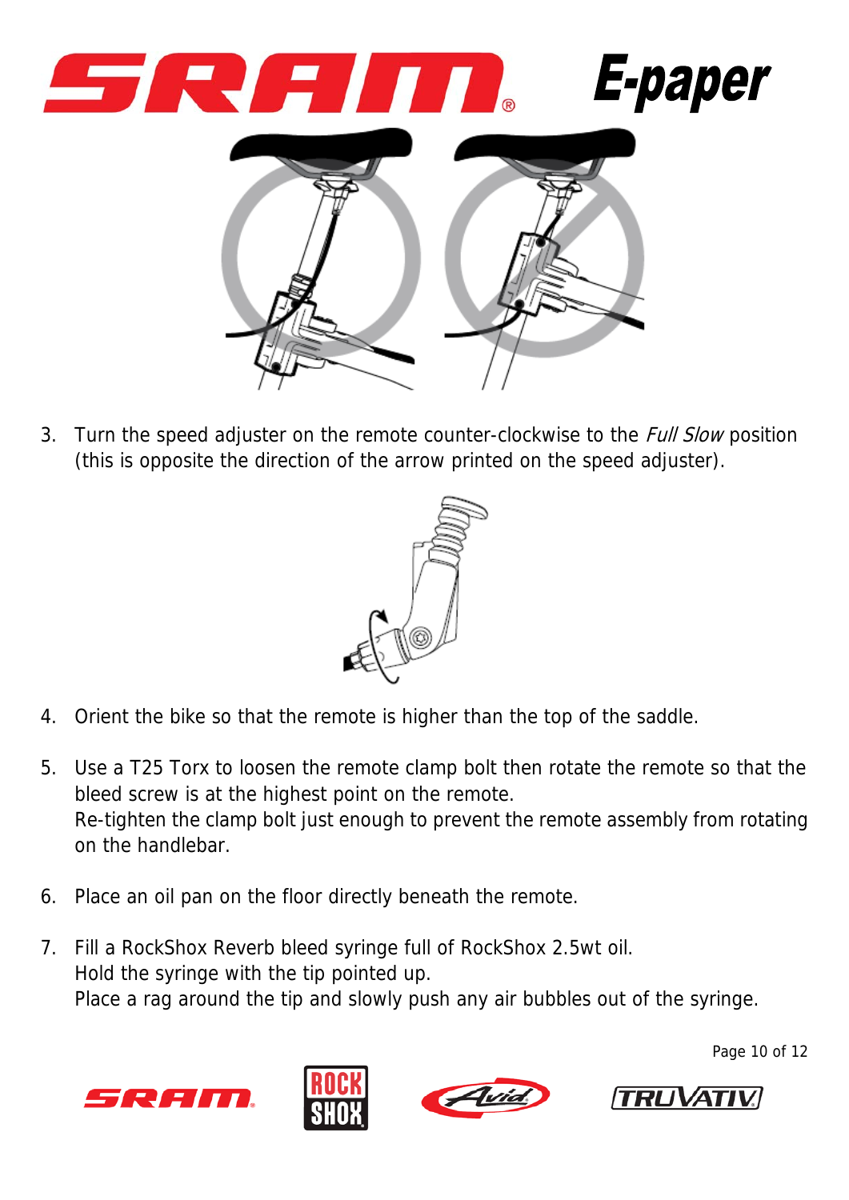3. Turn the speed adjuster on the remote counter-clockwise to the *Full Slow* position (this is opposite the direction of the arrow printed on the speed adjuster).

4. Orient the bike so that the remote is higher than the top of the saddle.

5. Use a T25 Torx to loosen the remote clamp bolt then rotate the remote so that the bleed screw is at the highest point on the remote.
   Re-tighten the clamp bolt just enough to prevent the remote assembly from rotating on the handlebar.

6. Place an oil pan on the floor directly beneath the remote.

7. Fill a RockShox Reverb bleed syringe full of RockShox 2.5wt oil.
   Hold the syringe with the tip pointed up.
   Place a rag around the tip and slowly push any air bubbles out of the syringe.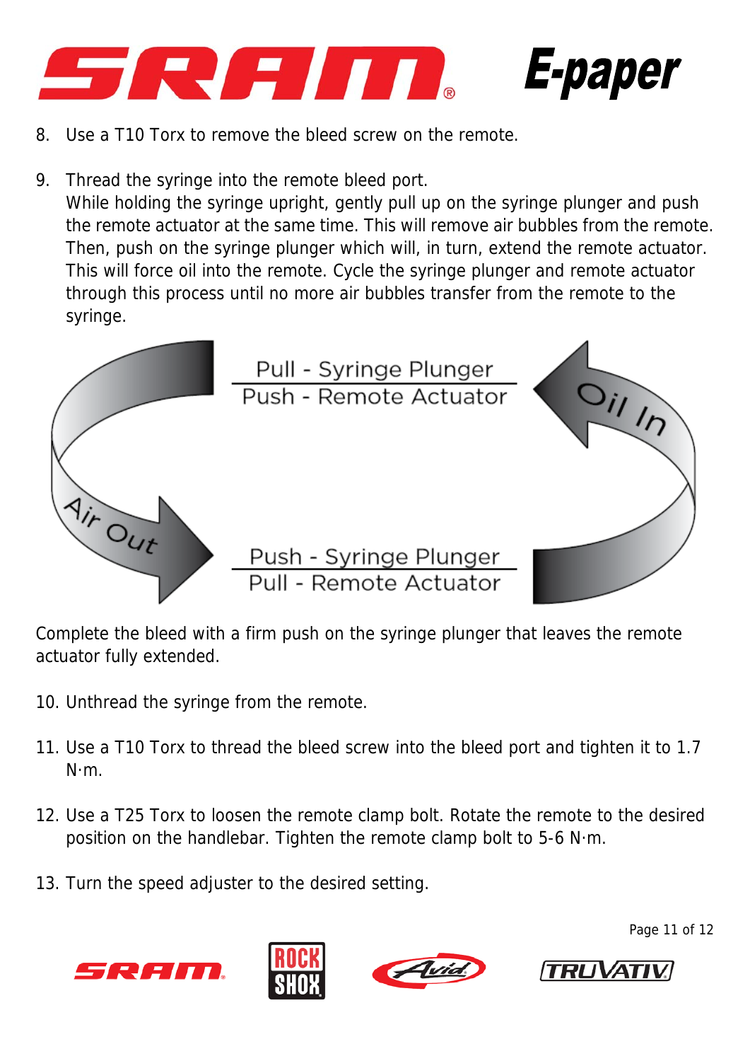8. Use a T10 Torx to remove the bleed screw on the remote.

9. Thread the syringe into the remote bleed port.
   While holding the syringe upright, gently pull up on the syringe plunger and push the remote actuator at the same time. This will remove air bubbles from the remote. Then, push on the syringe plunger which will, in turn, extend the remote actuator. This will force oil into the remote. Cycle the syringe plunger and remote actuator through this process until no more air bubbles transfer from the remote to the syringe.

Pull - Syringe Plunger
Push - Remote Actuator

Oil In

Air Out

Push - Syringe Plunger
Pull - Remote Actuator

Complete the bleed with a firm push on the syringe plunger that leaves the remote actuator fully extended.

10. Unthread the syringe from the remote.

11. Use a T10 Torx to thread the bleed screw into the bleed port and tighten it to 1.7 N·m.

12. Use a T25 Torx to loosen the remote clamp bolt. Rotate the remote to the desired position on the handlebar. Tighten the remote clamp bolt to 5-6 N·m.

13. Turn the speed adjuster to the desired setting.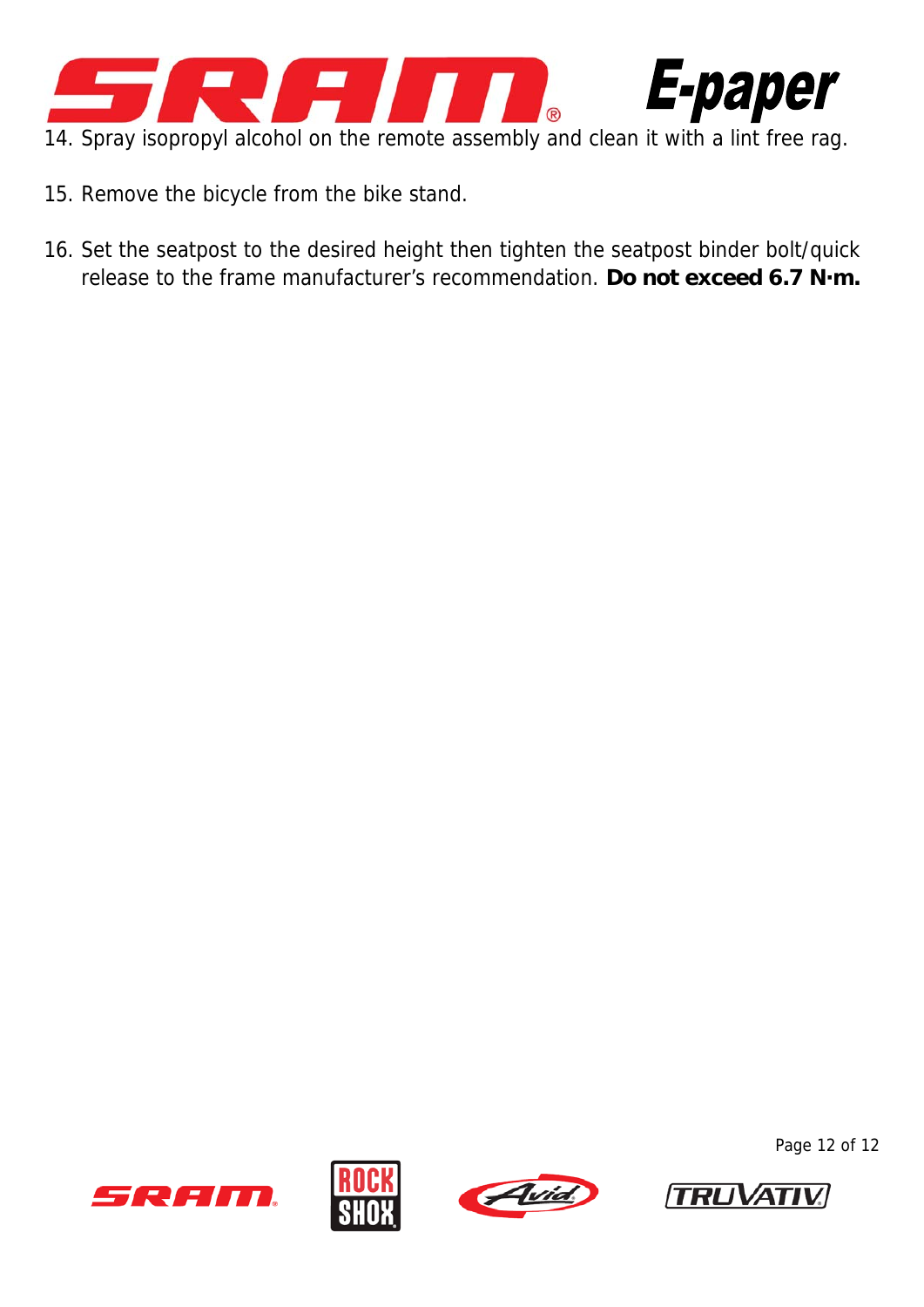14. Spray isopropyl alcohol on the remote assembly and clean it with a lint free rag.

15. Remove the bicycle from the bike stand.

16. Set the seatpost to the desired height then tighten the seatpost binder bolt/quick release to the frame manufacturer's recommendation. **Do not exceed 6.7 N·m.**